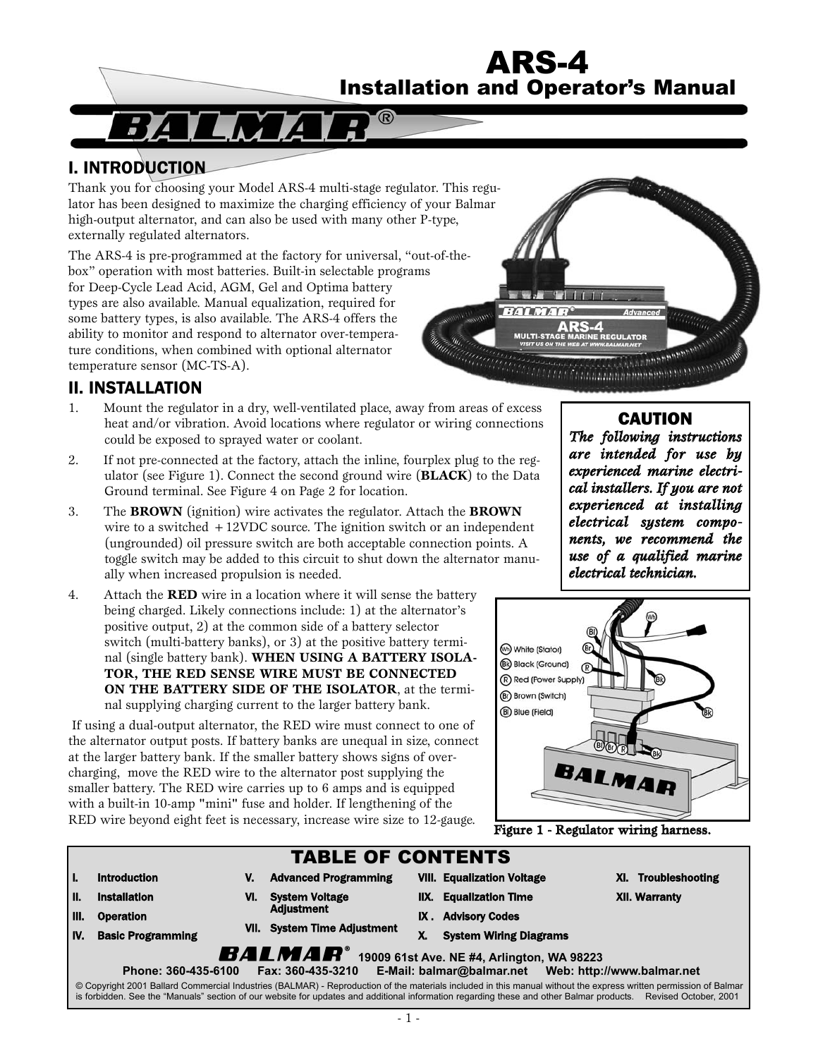# ARS-4

## Installation and Operator's Manual

BALMAR®

## I. INTRODUCTION

Thank you for choosing your Model ARS-4 multi-stage regulator. This regulator has been designed to maximize the charging efficiency of your Balmar high-output alternator, and can also be used with many other P-type, externally regulated alternators.

The ARS-4 is pre-programmed at the factory for universal, "out-of-the-box" operation with most batteries. Built-in selectable programs for Deep-Cycle Lead Acid, AGM, Gel and Optima battery types are also available. Manual equalization, required for some battery types, is also available. The ARS-4 offers the ability to monitor and respond to alternator over-temperature conditions, when combined with optional alternator temperature sensor (MC-TS-A).

## II. INSTALLATION

**CAUTION**

***The following instructions are intended for use by experienced marine electrical installers. If you are not experienced at installing electrical system components, we recommend the use of a qualified marine electrical technician.***

1. Mount the regulator in a dry, well-ventilated place, away from areas of excess heat and/or vibration. Avoid locations where regulator or wiring connections could be exposed to sprayed water or coolant.
2. If not pre-connected at the factory, attach the inline, fourplex plug to the regulator (see Figure 1). Connect the second ground wire (**BLACK**) to the Data Ground terminal. See Figure 4 on Page 2 for location.
3. The **BROWN** (ignition) wire activates the regulator. Attach the **BROWN** wire to a switched +12VDC source. The ignition switch or an independent (ungrounded) oil pressure switch are both acceptable connection points. A toggle switch may be added to this circuit to shut down the alternator manually when increased propulsion is needed.
4. Attach the **RED** wire in a location where it will sense the battery being charged. Likely connections include: 1) at the alternator's positive output, 2) at the common side of a battery selector switch (multi-battery banks), or 3) at the positive battery terminal (single battery bank). **WHEN USING A BATTERY ISOLATOR, THE RED SENSE WIRE MUST BE CONNECTED ON THE BATTERY SIDE OF THE ISOLATOR**, at the terminal supplying charging current to the larger battery bank.

If using a dual-output alternator, the RED wire must connect to one of the alternator output posts. If battery banks are unequal in size, connect at the larger battery bank. If the smaller battery shows signs of overcharging, move the RED wire to the alternator post supplying the smaller battery. The RED wire carries up to 6 amps and is equipped with a built-in 10-amp "mini" fuse and holder. If lengthening of the RED wire beyond eight feet is necessary, increase wire size to 12-gauge.

Wh White (Stator)
Bk Black (Ground)
R Red (Power Supply)
Br Brown (Switch)
Bl Blue (Field)

**Figure 1 - Regulator wiring harness.**

## TABLE OF CONTENTS

| | | | |
|---|---|---|---|
| I. Introduction | V. Advanced Programming | VIII. Equalization Voltage | XI. Troubleshooting |
| II. Installation | VI. System Voltage Adjustment | IIX. Equalization Time | XII. Warranty |
| III. Operation | VII. System Time Adjustment | IX . Advisory Codes | |
| IV. Basic Programming | | X. System Wiring Diagrams | |

BALMAR® 19009 61st Ave. NE #4, Arlington, WA 98223

Phone: 360-435-6100 Fax: 360-435-3210 E-Mail: balmar@balmar.net Web: http://www.balmar.net

© Copyright 2001 Ballard Commercial Industries (BALMAR) - Reproduction of the materials included in this manual without the express written permission of Balmar is forbidden. See the "Manuals" section of our website for updates and additional information regarding these and other Balmar products. Revised October, 2001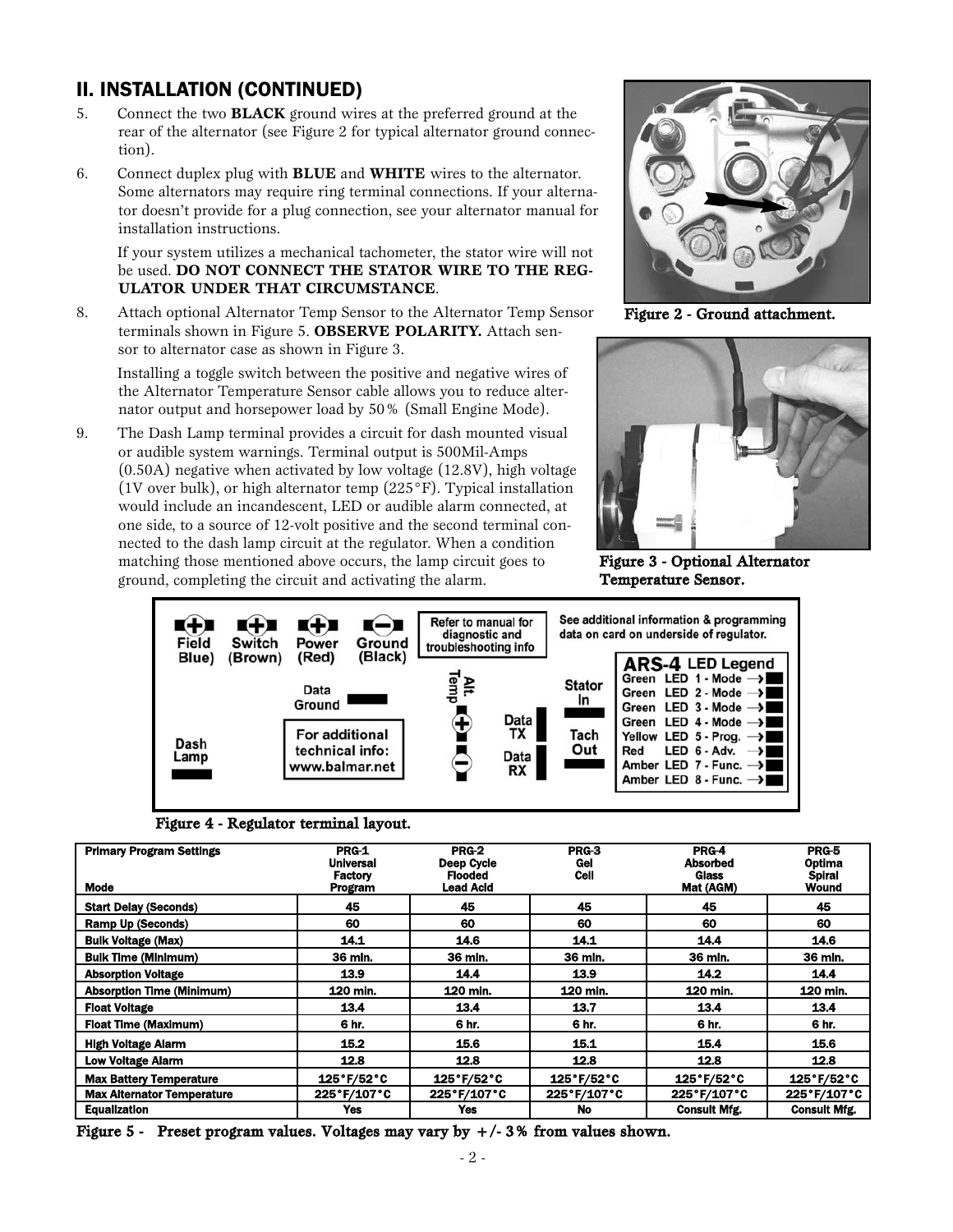## II. INSTALLATION (CONTINUED)

5. Connect the two **BLACK** ground wires at the preferred ground at the rear of the alternator (see Figure 2 for typical alternator ground connection).

6. Connect duplex plug with **BLUE** and **WHITE** wires to the alternator. Some alternators may require ring terminal connections. If your alternator doesn't provide for a plug connection, see your alternator manual for installation instructions.

   If your system utilizes a mechanical tachometer, the stator wire will not be used. **DO NOT CONNECT THE STATOR WIRE TO THE REGULATOR UNDER THAT CIRCUMSTANCE**.

8. Attach optional Alternator Temp Sensor to the Alternator Temp Sensor terminals shown in Figure 5. **OBSERVE POLARITY.** Attach sensor to alternator case as shown in Figure 3.

   Installing a toggle switch between the positive and negative wires of the Alternator Temperature Sensor cable allows you to reduce alternator output and horsepower load by 50% (Small Engine Mode).

9. The Dash Lamp terminal provides a circuit for dash mounted visual or audible system warnings. Terminal output is 500Mil-Amps (0.50A) negative when activated by low voltage (12.8V), high voltage (1V over bulk), or high alternator temp (225°F). Typical installation would include an incandescent, LED or audible alarm connected, at one side, to a source of 12-volt positive and the second terminal connected to the dash lamp circuit at the regulator. When a condition matching those mentioned above occurs, the lamp circuit goes to ground, completing the circuit and activating the alarm.

**Figure 2 - Ground attachment.**

**Figure 3 - Optional Alternator Temperature Sensor.**

**Figure 4 - Regulator terminal layout.**

| Primary Program Settings / Mode | PRG-1 Universal Factory Program | PRG-2 Deep Cycle Flooded Lead Acid | PRG-3 Gel Cell | PRG-4 Absorbed Glass Mat (AGM) | PRG-5 Optima Spiral Wound |
|---|---|---|---|---|---|
| Start Delay (Seconds) | 45 | 45 | 45 | 45 | 45 |
| Ramp Up (Seconds) | 60 | 60 | 60 | 60 | 60 |
| Bulk Voltage (Max) | 14.1 | 14.6 | 14.1 | 14.4 | 14.6 |
| Bulk Time (Minimum) | 36 min. | 36 min. | 36 min. | 36 min. | 36 min. |
| Absorption Voltage | 13.9 | 14.4 | 13.9 | 14.2 | 14.4 |
| Absorption Time (Minimum) | 120 min. | 120 min. | 120 min. | 120 min. | 120 min. |
| Float Voltage | 13.4 | 13.4 | 13.7 | 13.4 | 13.4 |
| Float Time (Maximum) | 6 hr. | 6 hr. | 6 hr. | 6 hr. | 6 hr. |
| High Voltage Alarm | 15.2 | 15.6 | 15.1 | 15.4 | 15.6 |
| Low Voltage Alarm | 12.8 | 12.8 | 12.8 | 12.8 | 12.8 |
| Max Battery Temperature | 125°F/52°C | 125°F/52°C | 125°F/52°C | 125°F/52°C | 125°F/52°C |
| Max Alternator Temperature | 225°F/107°C | 225°F/107°C | 225°F/107°C | 225°F/107°C | 225°F/107°C |
| Equalization | Yes | Yes | No | Consult Mfg. | Consult Mfg. |

**Figure 5 - Preset program values. Voltages may vary by +/- 3% from values shown.**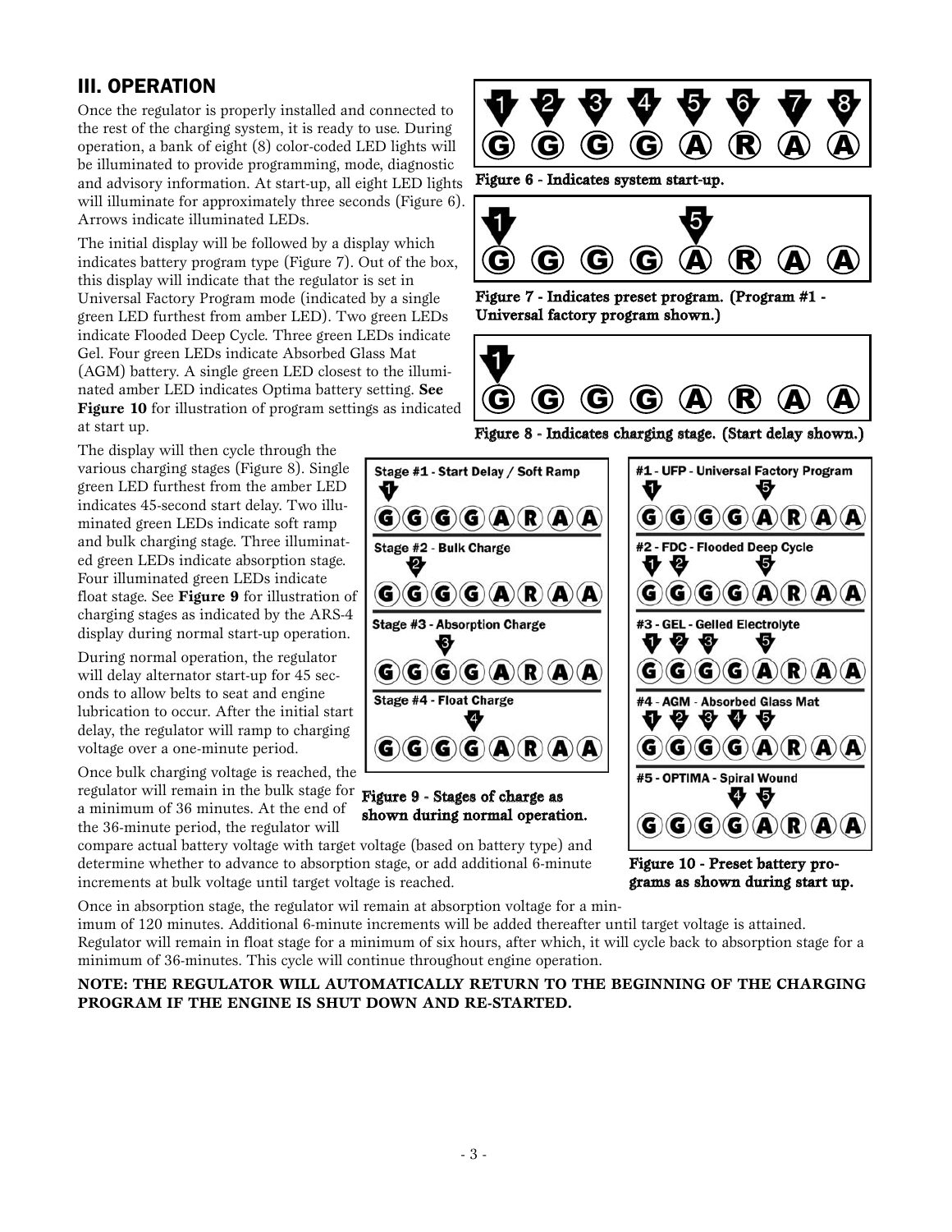## III. OPERATION

Once the regulator is properly installed and connected to the rest of the charging system, it is ready to use. During operation, a bank of eight (8) color-coded LED lights will be illuminated to provide programming, mode, diagnostic and advisory information. At start-up, all eight LED lights will illuminate for approximately three seconds (Figure 6). Arrows indicate illuminated LEDs.

The initial display will be followed by a display which indicates battery program type (Figure 7). Out of the box, this display will indicate that the regulator is set in Universal Factory Program mode (indicated by a single green LED furthest from amber LED). Two green LEDs indicate Flooded Deep Cycle. Three green LEDs indicate Gel. Four green LEDs indicate Absorbed Glass Mat (AGM) battery. A single green LED closest to the illuminated amber LED indicates Optima battery setting. **See Figure 10** for illustration of program settings as indicated at start up.

The display will then cycle through the various charging stages (Figure 8). Single green LED furthest from the amber LED indicates 45-second start delay. Two illuminated green LEDs indicate soft ramp and bulk charging stage. Three illuminated green LEDs indicate absorption stage. Four illuminated green LEDs indicate float stage. See **Figure 9** for illustration of charging stages as indicated by the ARS-4 display during normal start-up operation.

During normal operation, the regulator will delay alternator start-up for 45 seconds to allow belts to seat and engine lubrication to occur. After the initial start delay, the regulator will ramp to charging voltage over a one-minute period.

Once bulk charging voltage is reached, the regulator will remain in the bulk stage for a minimum of 36 minutes. At the end of the 36-minute period, the regulator will compare actual battery voltage with target voltage (based on battery type) and determine whether to advance to absorption stage, or add additional 6-minute increments at bulk voltage until target voltage is reached.

Once in absorption stage, the regulator wil remain at absorption voltage for a minimum of 120 minutes. Additional 6-minute increments will be added thereafter until target voltage is attained. Regulator will remain in float stage for a minimum of six hours, after which, it will cycle back to absorption stage for a minimum of 36-minutes. This cycle will continue throughout engine operation.

**NOTE: THE REGULATOR WILL AUTOMATICALLY RETURN TO THE BEGINNING OF THE CHARGING PROGRAM IF THE ENGINE IS SHUT DOWN AND RE-STARTED.**

1 2 3 4 5 6 7 8
G G G G A R A A

**Figure 6 - Indicates system start-up.**

1 5
G G G G A R A A

**Figure 7 - Indicates preset program. (Program #1 - Universal factory program shown.)**

1
G G G G A R A A

**Figure 8 - Indicates charging stage. (Start delay shown.)**

Stage #1 - Start Delay / Soft Ramp
1
G G G G A R A A

Stage #2 - Bulk Charge
2
G G G G A R A A

Stage #3 - Absorption Charge
3
G G G G A R A A

Stage #4 - Float Charge
4
G G G G A R A A

**Figure 9 - Stages of charge as shown during normal operation.**

#1 - UFP - Universal Factory Program
1 5
G G G G A R A A

#2 - FDC - Flooded Deep Cycle
1 2 5
G G G G A R A A

#3 - GEL - Gelled Electrolyte
1 2 3 5
G G G G A R A A

#4 - AGM - Absorbed Glass Mat
1 2 3 4 5
G G G G A R A A

#5 - OPTIMA - Spiral Wound
4 5
G G G G A R A A

**Figure 10 - Preset battery programs as shown during start up.**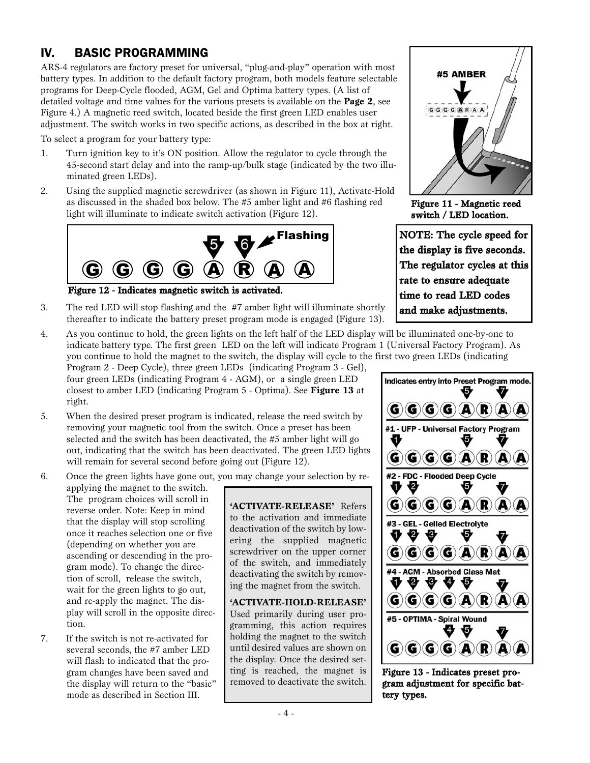## IV. BASIC PROGRAMMING

ARS-4 regulators are factory preset for universal, "plug-and-play" operation with most battery types. In addition to the default factory program, both models feature selectable programs for Deep-Cycle flooded, AGM, Gel and Optima battery types. (A list of detailed voltage and time values for the various presets is available on the **Page 2**, see Figure 4.) A magnetic reed switch, located beside the first green LED enables user adjustment. The switch works in two specific actions, as described in the box at right.

To select a program for your battery type:

1. Turn ignition key to it's ON position. Allow the regulator to cycle through the 45-second start delay and into the ramp-up/bulk stage (indicated by the two illuminated green LEDs).
2. Using the supplied magnetic screwdriver (as shown in Figure 11), Activate-Hold as discussed in the shaded box below. The #5 amber light and #6 flashing red light will illuminate to indicate switch activation (Figure 12).

**Figure 11 - Magnetic reed switch / LED location.**

**Figure 12 - Indicates magnetic switch is activated.**

3. The red LED will stop flashing and the #7 amber light will illuminate shortly thereafter to indicate the battery preset program mode is engaged (Figure 13).
4. As you continue to hold, the green lights on the left half of the LED display will be illuminated one-by-one to indicate battery type. The first green LED on the left will indicate Program 1 (Universal Factory Program). As you continue to hold the magnet to the switch, the display will cycle to the first two green LEDs (indicating Program 2 - Deep Cycle), three green LEDs (indicating Program 3 - Gel), four green LEDs (indicating Program 4 - AGM), or a single green LED closest to amber LED (indicating Program 5 - Optima). See **Figure 13** at right.
5. When the desired preset program is indicated, release the reed switch by removing your magnetic tool from the switch. Once a preset has been selected and the switch has been deactivated, the #5 amber light will go out, indicating that the switch has been deactivated. The green LED lights will remain for several second before going out (Figure 12).
6. Once the green lights have gone out, you may change your selection by re-applying the magnet to the switch. The program choices will scroll in reverse order. Note: Keep in mind that the display will stop scrolling once it reaches selection one or five (depending on whether you are ascending or descending in the program mode). To change the direction of scroll, release the switch, wait for the green lights to go out, and re-apply the magnet. The display will scroll in the opposite direction.
7. If the switch is not re-activated for several seconds, the #7 amber LED will flash to indicated that the program changes have been saved and the display will return to the "basic" mode as described in Section III.

**NOTE: The cycle speed for the display is five seconds. The regulator cycles at this rate to ensure adequate time to read LED codes and make adjustments.**

**'ACTIVATE-RELEASE'** Refers to the activation and immediate deactivation of the switch by lowering the supplied magnetic screwdriver on the upper corner of the switch, and immediately deactivating the switch by removing the magnet from the switch.

**'ACTIVATE-HOLD-RELEASE'** Used primarily during user programming, this action requires holding the magnet to the switch until desired values are shown on the display. Once the desired setting is reached, the magnet is removed to deactivate the switch.

**Figure 13 - Indicates preset program adjustment for specific battery types.**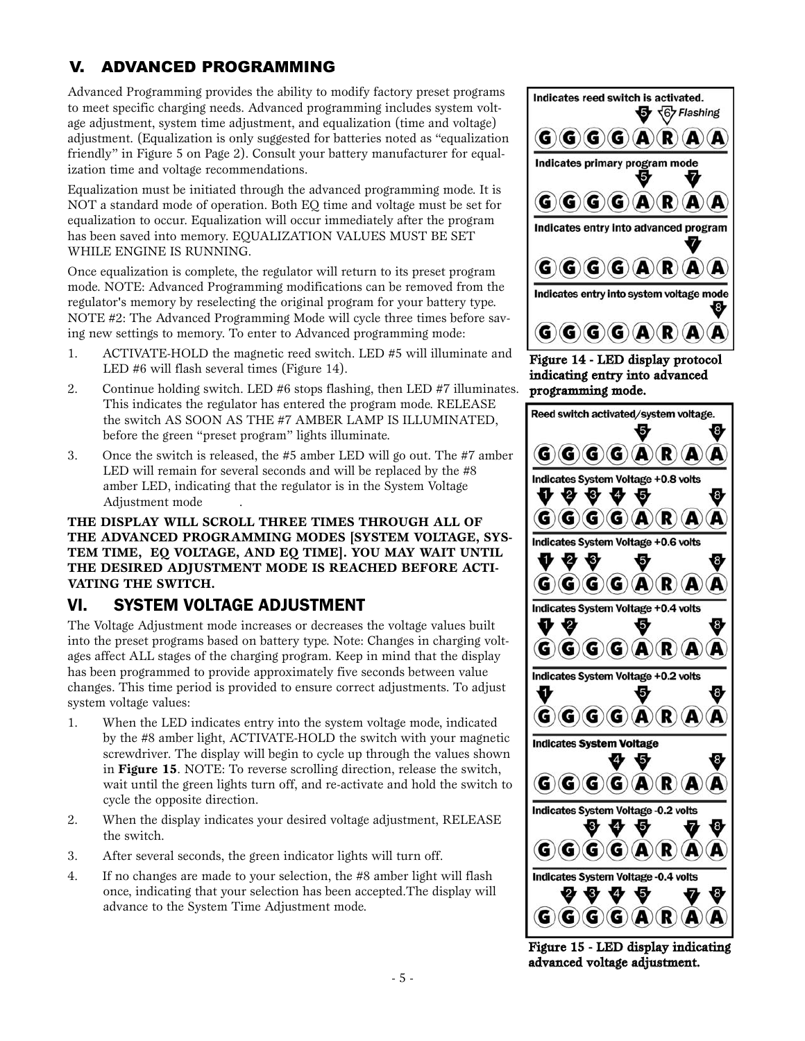## V. ADVANCED PROGRAMMING

Advanced Programming provides the ability to modify factory preset programs to meet specific charging needs. Advanced programming includes system voltage adjustment, system time adjustment, and equalization (time and voltage) adjustment. (Equalization is only suggested for batteries noted as "equalization friendly" in Figure 5 on Page 2). Consult your battery manufacturer for equalization time and voltage recommendations.

Equalization must be initiated through the advanced programming mode. It is NOT a standard mode of operation. Both EQ time and voltage must be set for equalization to occur. Equalization will occur immediately after the program has been saved into memory. EQUALIZATION VALUES MUST BE SET WHILE ENGINE IS RUNNING.

Once equalization is complete, the regulator will return to its preset program mode. NOTE: Advanced Programming modifications can be removed from the regulator's memory by reselecting the original program for your battery type. NOTE #2: The Advanced Programming Mode will cycle three times before saving new settings to memory. To enter to Advanced programming mode:

1. ACTIVATE-HOLD the magnetic reed switch. LED #5 will illuminate and LED #6 will flash several times (Figure 14).
2. Continue holding switch. LED #6 stops flashing, then LED #7 illuminates. This indicates the regulator has entered the program mode. RELEASE the switch AS SOON AS THE #7 AMBER LAMP IS ILLUMINATED, before the green "preset program" lights illuminate.
3. Once the switch is released, the #5 amber LED will go out. The #7 amber LED will remain for several seconds and will be replaced by the #8 amber LED, indicating that the regulator is in the System Voltage Adjustment mode .

**THE DISPLAY WILL SCROLL THREE TIMES THROUGH ALL OF THE ADVANCED PROGRAMMING MODES [SYSTEM VOLTAGE, SYSTEM TIME, EQ VOLTAGE, AND EQ TIME]. YOU MAY WAIT UNTIL THE DESIRED ADJUSTMENT MODE IS REACHED BEFORE ACTIVATING THE SWITCH.**

## VI. SYSTEM VOLTAGE ADJUSTMENT

The Voltage Adjustment mode increases or decreases the voltage values built into the preset programs based on battery type. Note: Changes in charging voltages affect ALL stages of the charging program. Keep in mind that the display has been programmed to provide approximately five seconds between value changes. This time period is provided to ensure correct adjustments. To adjust system voltage values:

1. When the LED indicates entry into the system voltage mode, indicated by the #8 amber light, ACTIVATE-HOLD the switch with your magnetic screwdriver. The display will begin to cycle up through the values shown in **Figure 15**. NOTE: To reverse scrolling direction, release the switch, wait until the green lights turn off, and re-activate and hold the switch to cycle the opposite direction.
2. When the display indicates your desired voltage adjustment, RELEASE the switch.
3. After several seconds, the green indicator lights will turn off.
4. If no changes are made to your selection, the #8 amber light will flash once, indicating that your selection has been accepted.The display will advance to the System Time Adjustment mode.

| LED display | LEDs indicated (G G G G A R A A = LEDs 1–8) |
|---|---|
| Indicates reed switch is activated. | 5, 6 *Flashing* |
| Indicates primary program mode | 5, 7 |
| Indicates entry into advanced program | 7 |
| Indicates entry into system voltage mode | 8 |

**Figure 14 - LED display protocol indicating entry into advanced programming mode.**

| LED display | LEDs indicated (G G G G A R A A = LEDs 1–8) |
|---|---|
| Reed switch activated/system voltage. | 5, 8 |
| Indicates System Voltage +0.8 volts | 1, 2, 3, 4, 5, 8 |
| Indicates System Voltage +0.6 volts | 1, 2, 3, 5, 8 |
| Indicates System Voltage +0.4 volts | 1, 2, 5, 8 |
| Indicates System Voltage +0.2 volts | 1, 5, 8 |
| Indicates System Voltage | 4, 5, 8 |
| Indicates System Voltage -0.2 volts | 3, 4, 5, 7, 8 |
| Indicates System Voltage -0.4 volts | 2, 3, 4, 5, 7, 8 |

**Figure 15 - LED display indicating advanced voltage adjustment.**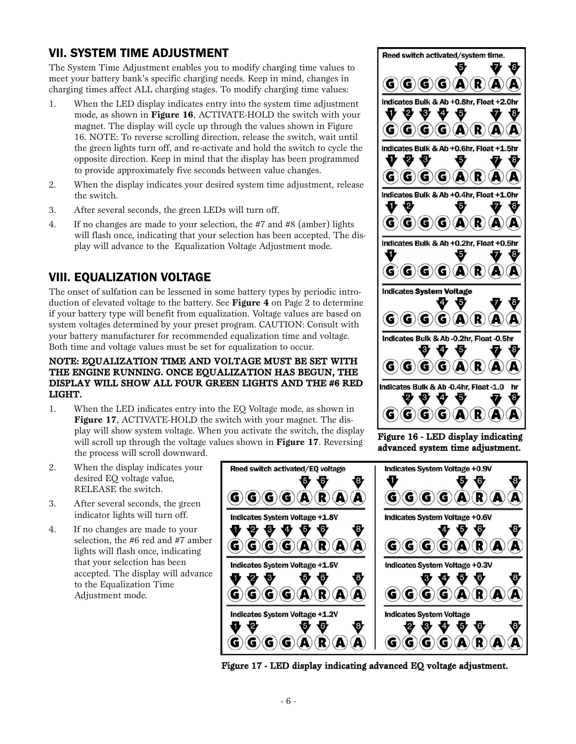## VII. SYSTEM TIME ADJUSTMENT

The System Time Adjustment enables you to modify charging time values to meet your battery bank's specific charging needs. Keep in mind, changes in charging times affect ALL charging stages. To modify charging time values:

1. When the LED display indicates entry into the system time adjustment mode, as shown in **Figure 16**, ACTIVATE-HOLD the switch with your magnet. The display will cycle up through the values shown in Figure 16. NOTE: To reverse scrolling direction, release the switch, wait until the green lights turn off, and re-activate and hold the switch to cycle the opposite direction. Keep in mind that the display has been programmed to provide approximately five seconds between value changes.
2. When the display indicates your desired system time adjustment, release the switch.
3. After several seconds, the green LEDs will turn off.
4. If no changes are made to your selection, the #7 and #8 (amber) lights will flash once, indicating that your selection has been accepted. The display will advance to the Equalization Voltage Adjustment mode.

Reed switch activated/system time.

Indicates Bulk & Ab +0.8hr, Float +2.0hr

Indicates Bulk & Ab +0.6hr, Float +1.5hr

Indicates Bulk & Ab +0.4hr, Float +1.0hr

Indicates Bulk & Ab +0.2hr, Float +0.5hr

Indicates System Voltage

Indicates Bulk & Ab -0.2hr, Float -0.5hr

Indicates Bulk & Ab -0.4hr, Float -1.0 hr

**Figure 16 - LED display indicating advanced system time adjustment.**

## VIII. EQUALIZATION VOLTAGE

The onset of sulfation can be lessened in some battery types by periodic introduction of elevated voltage to the battery. See **Figure 4** on Page 2 to determine if your battery type will benefit from equalization. Voltage values are based on system voltages determined by your preset program. CAUTION: Consult with your battery manufacturer for recommended equalization time and voltage. Both time and voltage values must be set for equalization to occur.

**NOTE: EQUALIZATION TIME AND VOLTAGE MUST BE SET WITH THE ENGINE RUNNING. ONCE EQUALIZATION HAS BEGUN, THE DISPLAY WILL SHOW ALL FOUR GREEN LIGHTS AND THE #6 RED LIGHT.**

1. When the LED indicates entry into the EQ Voltage mode, as shown in **Figure 17**, ACTIVATE-HOLD the switch with your magnet. The display will show system voltage. When you activate the switch, the display will scroll up through the voltage values shown in **Figure 17**. Reversing the process will scroll downward.
2. When the display indicates your desired EQ voltage value, RELEASE the switch.
3. After several seconds, the green indicator lights will turn off.
4. If no changes are made to your selection, the #6 red and #7 amber lights will flash once, indicating that your selection has been accepted. The display will advance to the Equalization Time Adjustment mode.

Reed switch activated/EQ voltage

Indicates System Voltage +1.8V

Indicates System Voltage +1.5V

Indicates System Voltage +1.2V

Indicates System Voltage +0.9V

Indicates System Voltage +0.6V

Indicates System Voltage +0.3V

Indicates System Voltage

**Figure 17 - LED display indicating advanced EQ voltage adjustment.**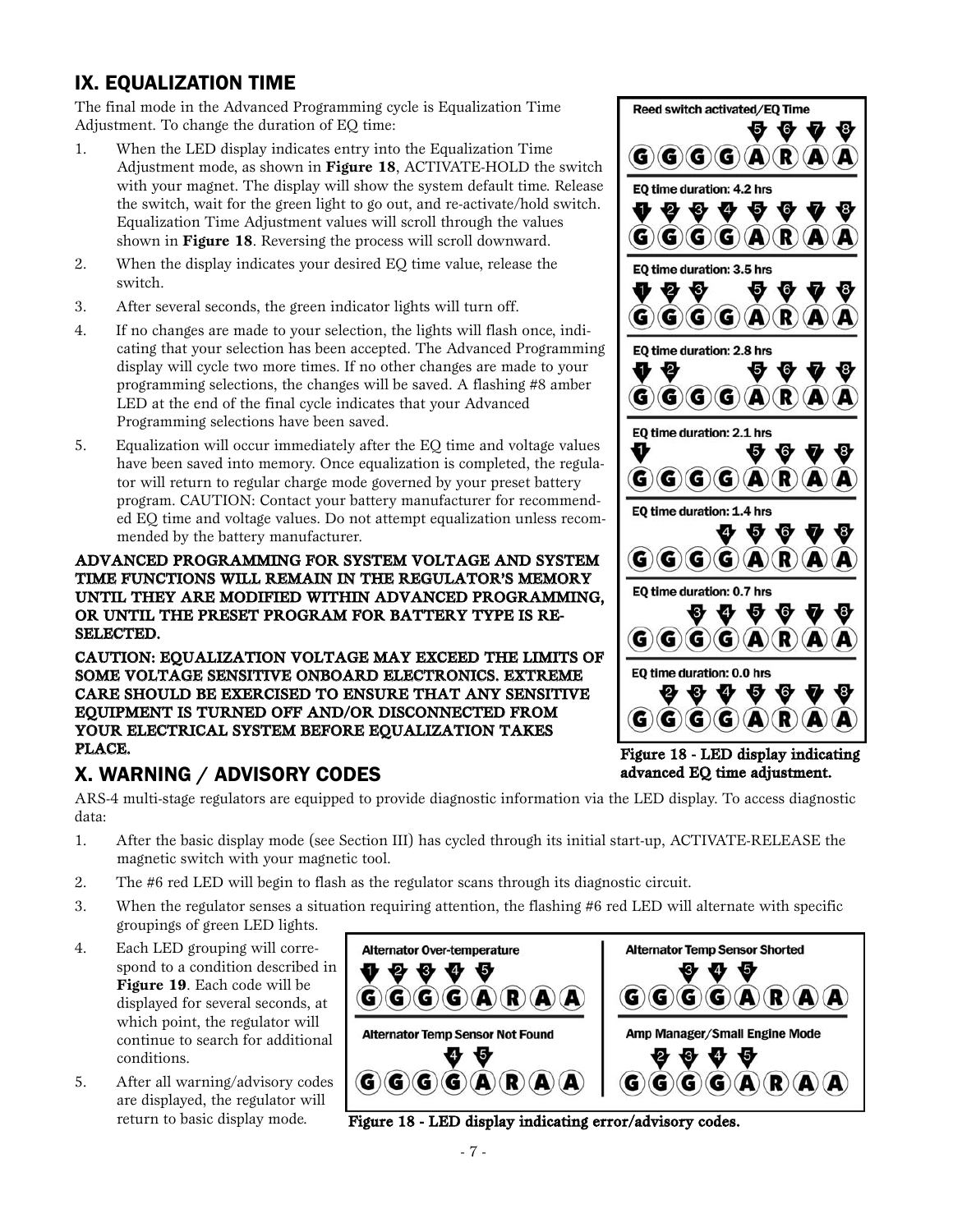## IX. EQUALIZATION TIME

The final mode in the Advanced Programming cycle is Equalization Time Adjustment. To change the duration of EQ time:

1. When the LED display indicates entry into the Equalization Time Adjustment mode, as shown in **Figure 18**, ACTIVATE-HOLD the switch with your magnet. The display will show the system default time. Release the switch, wait for the green light to go out, and re-activate/hold switch. Equalization Time Adjustment values will scroll through the values shown in **Figure 18**. Reversing the process will scroll downward.
2. When the display indicates your desired EQ time value, release the switch.
3. After several seconds, the green indicator lights will turn off.
4. If no changes are made to your selection, the lights will flash once, indicating that your selection has been accepted. The Advanced Programming display will cycle two more times. If no other changes are made to your programming selections, the changes will be saved. A flashing #8 amber LED at the end of the final cycle indicates that your Advanced Programming selections have been saved.
5. Equalization will occur immediately after the EQ time and voltage values have been saved into memory. Once equalization is completed, the regulator will return to regular charge mode governed by your preset battery program. CAUTION: Contact your battery manufacturer for recommended EQ time and voltage values. Do not attempt equalization unless recommended by the battery manufacturer.

**ADVANCED PROGRAMMING FOR SYSTEM VOLTAGE AND SYSTEM TIME FUNCTIONS WILL REMAIN IN THE REGULATOR'S MEMORY UNTIL THEY ARE MODIFIED WITHIN ADVANCED PROGRAMMING, OR UNTIL THE PRESET PROGRAM FOR BATTERY TYPE IS RE-SELECTED.**

**CAUTION: EQUALIZATION VOLTAGE MAY EXCEED THE LIMITS OF SOME VOLTAGE SENSITIVE ONBOARD ELECTRONICS. EXTREME CARE SHOULD BE EXERCISED TO ENSURE THAT ANY SENSITIVE EQUIPMENT IS TURNED OFF AND/OR DISCONNECTED FROM YOUR ELECTRICAL SYSTEM BEFORE EQUALIZATION TAKES PLACE.**

Reed switch activated/EQ Time — 5 6 7 8 — G G G G A R A A

EQ time duration: 4.2 hrs — 1 2 3 4 5 6 7 8 — G G G G A R A A

EQ time duration: 3.5 hrs — 1 2 3 5 6 7 8 — G G G G A R A A

EQ time duration: 2.8 hrs — 1 2 5 6 7 8 — G G G G A R A A

EQ time duration: 2.1 hrs — 1 5 6 7 8 — G G G G A R A A

EQ time duration: 1.4 hrs — 4 5 6 7 8 — G G G G A R A A

EQ time duration: 0.7 hrs — 3 4 5 6 7 8 — G G G G A R A A

EQ time duration: 0.0 hrs — 2 3 4 5 6 7 8 — G G G G A R A A

**Figure 18 - LED display indicating advanced EQ time adjustment.**

## X. WARNING / ADVISORY CODES

ARS-4 multi-stage regulators are equipped to provide diagnostic information via the LED display. To access diagnostic data:

1. After the basic display mode (see Section III) has cycled through its initial start-up, ACTIVATE-RELEASE the magnetic switch with your magnetic tool.
2. The #6 red LED will begin to flash as the regulator scans through its diagnostic circuit.
3. When the regulator senses a situation requiring attention, the flashing #6 red LED will alternate with specific groupings of green LED lights.
4. Each LED grouping will correspond to a condition described in **Figure 19**. Each code will be displayed for several seconds, at which point, the regulator will continue to search for additional conditions.
5. After all warning/advisory codes are displayed, the regulator will return to basic display mode.

Alternator Over-temperature — 1 2 3 4 5 — G G G G A R A A

Alternator Temp Sensor Shorted — 3 4 5 — G G G G A R A A

Alternator Temp Sensor Not Found — 4 5 — G G G G A R A A

Amp Manager/Small Engine Mode — 2 3 4 5 — G G G G A R A A

**Figure 18 - LED display indicating error/advisory codes.**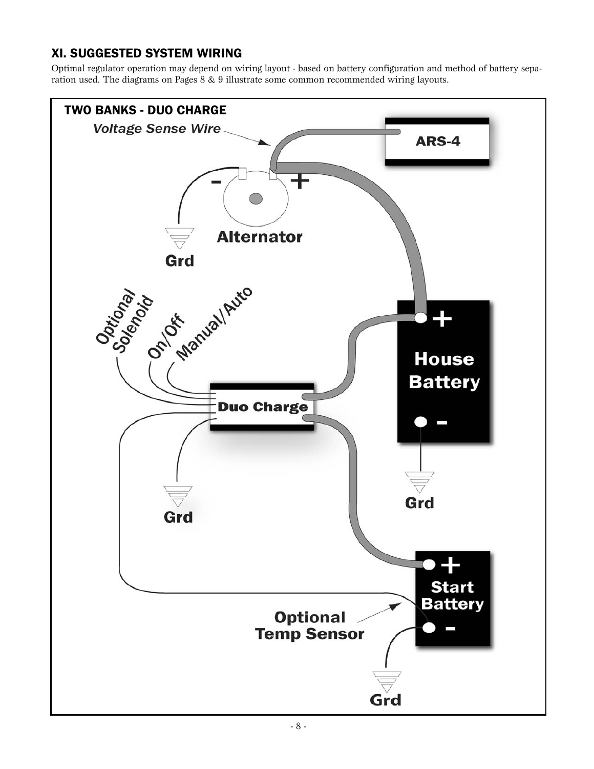## XI. SUGGESTED SYSTEM WIRING

Optimal regulator operation may depend on wiring layout - based on battery configuration and method of battery separation used. The diagrams on Pages 8 & 9 illustrate some common recommended wiring layouts.

**TWO BANKS - DUO CHARGE**

*Voltage Sense Wire*

ARS-4

Alternator

Grd

Optional Solenoid

On/Off

Manual/Auto

Duo Charge

House Battery

Grd

Grd

Start Battery

Optional Temp Sensor

Grd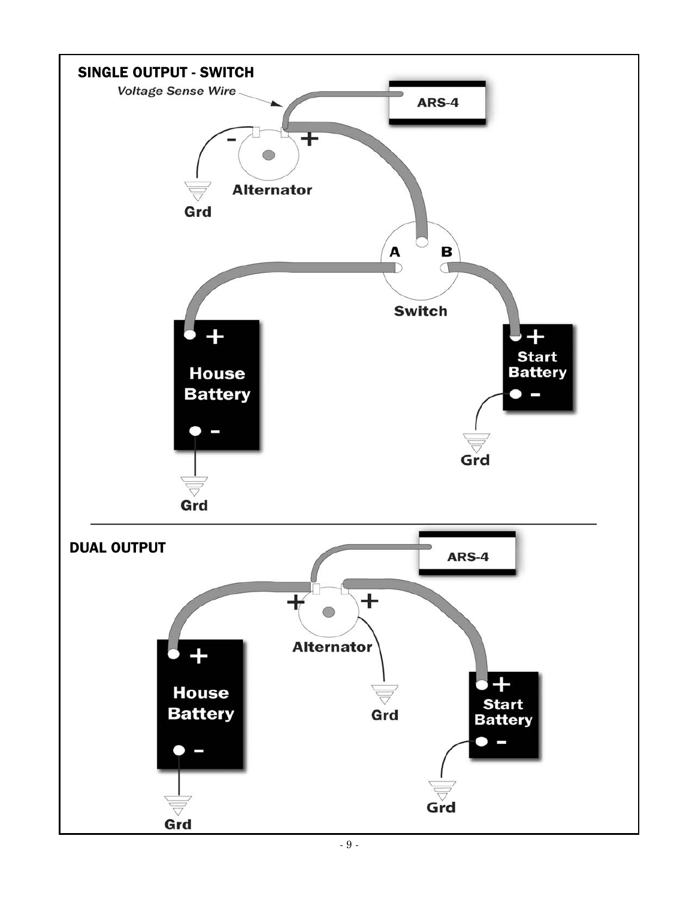## SINGLE OUTPUT - SWITCH

*Voltage Sense Wire*

ARS-4

Alternator

Grd

Switch

A B

House Battery

Start Battery

Grd

Grd

## DUAL OUTPUT

ARS-4

Alternator

Grd

House Battery

Start Battery

Grd

Grd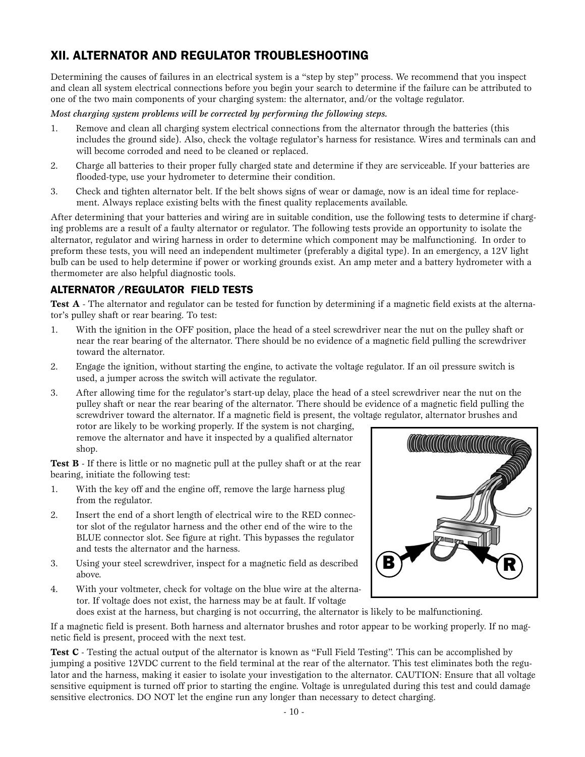## XII. ALTERNATOR AND REGULATOR TROUBLESHOOTING

Determining the causes of failures in an electrical system is a "step by step" process. We recommend that you inspect and clean all system electrical connections before you begin your search to determine if the failure can be attributed to one of the two main components of your charging system: the alternator, and/or the voltage regulator.

***Most charging system problems will be corrected by performing the following steps.***

1. Remove and clean all charging system electrical connections from the alternator through the batteries (this includes the ground side). Also, check the voltage regulator's harness for resistance. Wires and terminals can and will become corroded and need to be cleaned or replaced.
2. Charge all batteries to their proper fully charged state and determine if they are serviceable. If your batteries are flooded-type, use your hydrometer to determine their condition.
3. Check and tighten alternator belt. If the belt shows signs of wear or damage, now is an ideal time for replacement. Always replace existing belts with the finest quality replacements available.

After determining that your batteries and wiring are in suitable condition, use the following tests to determine if charging problems are a result of a faulty alternator or regulator. The following tests provide an opportunity to isolate the alternator, regulator and wiring harness in order to determine which component may be malfunctioning. In order to preform these tests, you will need an independent multimeter (preferably a digital type). In an emergency, a 12V light bulb can be used to help determine if power or working grounds exist. An amp meter and a battery hydrometer with a thermometer are also helpful diagnostic tools.

### ALTERNATOR /REGULATOR FIELD TESTS

**Test A** - The alternator and regulator can be tested for function by determining if a magnetic field exists at the alternator's pulley shaft or rear bearing. To test:

1. With the ignition in the OFF position, place the head of a steel screwdriver near the nut on the pulley shaft or near the rear bearing of the alternator. There should be no evidence of a magnetic field pulling the screwdriver toward the alternator.
2. Engage the ignition, without starting the engine, to activate the voltage regulator. If an oil pressure switch is used, a jumper across the switch will activate the regulator.
3. After allowing time for the regulator's start-up delay, place the head of a steel screwdriver near the nut on the pulley shaft or near the rear bearing of the alternator. There should be evidence of a magnetic field pulling the screwdriver toward the alternator. If a magnetic field is present, the voltage regulator, alternator brushes and rotor are likely to be working properly. If the system is not charging, remove the alternator and have it inspected by a qualified alternator shop.

**Test B** - If there is little or no magnetic pull at the pulley shaft or at the rear bearing, initiate the following test:

1. With the key off and the engine off, remove the large harness plug from the regulator.
2. Insert the end of a short length of electrical wire to the RED connector slot of the regulator harness and the other end of the wire to the BLUE connector slot. See figure at right. This bypasses the regulator and tests the alternator and the harness.
3. Using your steel screwdriver, inspect for a magnetic field as described above.
4. With your voltmeter, check for voltage on the blue wire at the alternator. If voltage does not exist, the harness may be at fault. If voltage does exist at the harness, but charging is not occurring, the alternator is likely to be malfunctioning.

If a magnetic field is present. Both harness and alternator brushes and rotor appear to be working properly. If no magnetic field is present, proceed with the next test.

**Test C** - Testing the actual output of the alternator is known as "Full Field Testing". This can be accomplished by jumping a positive 12VDC current to the field terminal at the rear of the alternator. This test eliminates both the regulator and the harness, making it easier to isolate your investigation to the alternator. CAUTION: Ensure that all voltage sensitive equipment is turned off prior to starting the engine. Voltage is unregulated during this test and could damage sensitive electronics. DO NOT let the engine run any longer than necessary to detect charging.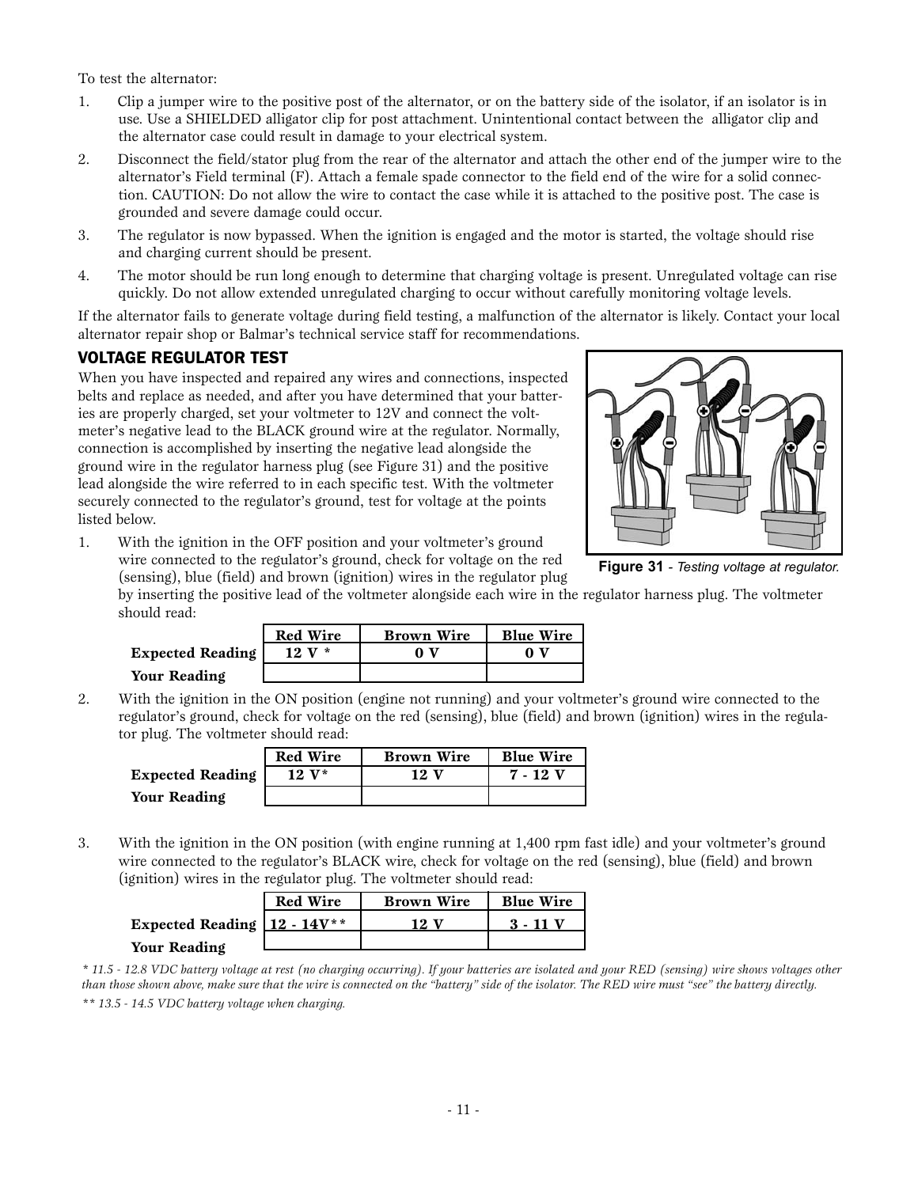To test the alternator:

1. Clip a jumper wire to the positive post of the alternator, or on the battery side of the isolator, if an isolator is in use. Use a SHIELDED alligator clip for post attachment. Unintentional contact between the alligator clip and the alternator case could result in damage to your electrical system.
2. Disconnect the field/stator plug from the rear of the alternator and attach the other end of the jumper wire to the alternator's Field terminal (F). Attach a female spade connector to the field end of the wire for a solid connection. CAUTION: Do not allow the wire to contact the case while it is attached to the positive post. The case is grounded and severe damage could occur.
3. The regulator is now bypassed. When the ignition is engaged and the motor is started, the voltage should rise and charging current should be present.
4. The motor should be run long enough to determine that charging voltage is present. Unregulated voltage can rise quickly. Do not allow extended unregulated charging to occur without carefully monitoring voltage levels.

If the alternator fails to generate voltage during field testing, a malfunction of the alternator is likely. Contact your local alternator repair shop or Balmar's technical service staff for recommendations.

## VOLTAGE REGULATOR TEST

When you have inspected and repaired any wires and connections, inspected belts and replace as needed, and after you have determined that your batteries are properly charged, set your voltmeter to 12V and connect the voltmeter's negative lead to the BLACK ground wire at the regulator. Normally, connection is accomplished by inserting the negative lead alongside the ground wire in the regulator harness plug (see Figure 31) and the positive lead alongside the wire referred to in each specific test. With the voltmeter securely connected to the regulator's ground, test for voltage at the points listed below.

**Figure 31** - *Testing voltage at regulator.*

1. With the ignition in the OFF position and your voltmeter's ground wire connected to the regulator's ground, check for voltage on the red (sensing), blue (field) and brown (ignition) wires in the regulator plug by inserting the positive lead of the voltmeter alongside each wire in the regulator harness plug. The voltmeter should read:

| | Red Wire | Brown Wire | Blue Wire |
|---|---|---|---|
| **Expected Reading** | **12 V \*** | **0 V** | **0 V** |
| **Your Reading** | | | |

2. With the ignition in the ON position (engine not running) and your voltmeter's ground wire connected to the regulator's ground, check for voltage on the red (sensing), blue (field) and brown (ignition) wires in the regulator plug. The voltmeter should read:

| | Red Wire | Brown Wire | Blue Wire |
|---|---|---|---|
| **Expected Reading** | **12 V\*** | **12 V** | **7 - 12 V** |
| **Your Reading** | | | |

3. With the ignition in the ON position (with engine running at 1,400 rpm fast idle) and your voltmeter's ground wire connected to the regulator's BLACK wire, check for voltage on the red (sensing), blue (field) and brown (ignition) wires in the regulator plug. The voltmeter should read:

| | Red Wire | Brown Wire | Blue Wire |
|---|---|---|---|
| **Expected Reading** | **12 - 14V\*\*** | **12 V** | **3 - 11 V** |
| **Your Reading** | | | |

*\* 11.5 - 12.8 VDC battery voltage at rest (no charging occurring). If your batteries are isolated and your RED (sensing) wire shows voltages other than those shown above, make sure that the wire is connected on the "battery" side of the isolator. The RED wire must "see" the battery directly.*

*\*\* 13.5 - 14.5 VDC battery voltage when charging.*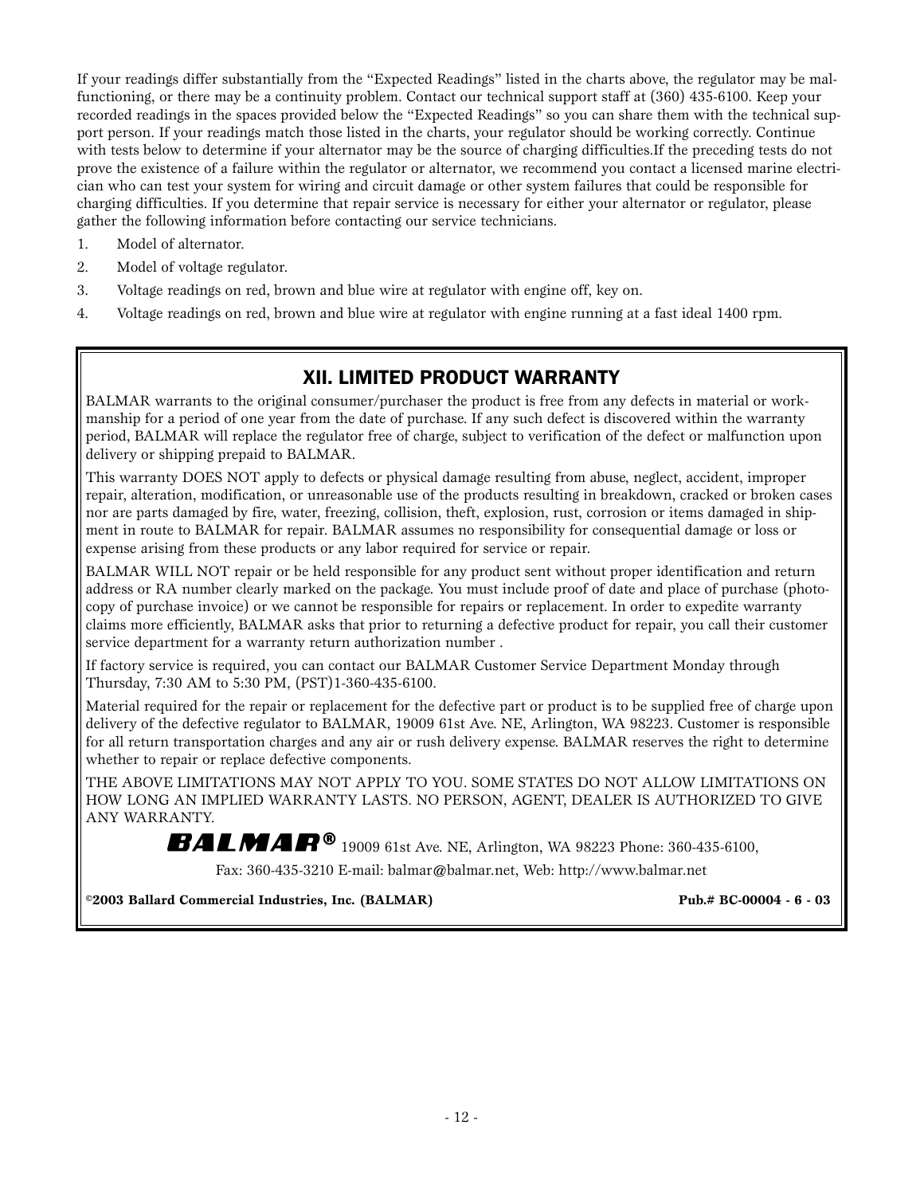If your readings differ substantially from the "Expected Readings" listed in the charts above, the regulator may be malfunctioning, or there may be a continuity problem. Contact our technical support staff at (360) 435-6100. Keep your recorded readings in the spaces provided below the "Expected Readings" so you can share them with the technical support person. If your readings match those listed in the charts, your regulator should be working correctly. Continue with tests below to determine if your alternator may be the source of charging difficulties.If the preceding tests do not prove the existence of a failure within the regulator or alternator, we recommend you contact a licensed marine electrician who can test your system for wiring and circuit damage or other system failures that could be responsible for charging difficulties. If you determine that repair service is necessary for either your alternator or regulator, please gather the following information before contacting our service technicians.

1. Model of alternator.
2. Model of voltage regulator.
3. Voltage readings on red, brown and blue wire at regulator with engine off, key on.
4. Voltage readings on red, brown and blue wire at regulator with engine running at a fast ideal 1400 rpm.

## XII. LIMITED PRODUCT WARRANTY

BALMAR warrants to the original consumer/purchaser the product is free from any defects in material or workmanship for a period of one year from the date of purchase. If any such defect is discovered within the warranty period, BALMAR will replace the regulator free of charge, subject to verification of the defect or malfunction upon delivery or shipping prepaid to BALMAR.

This warranty DOES NOT apply to defects or physical damage resulting from abuse, neglect, accident, improper repair, alteration, modification, or unreasonable use of the products resulting in breakdown, cracked or broken cases nor are parts damaged by fire, water, freezing, collision, theft, explosion, rust, corrosion or items damaged in shipment in route to BALMAR for repair. BALMAR assumes no responsibility for consequential damage or loss or expense arising from these products or any labor required for service or repair.

BALMAR WILL NOT repair or be held responsible for any product sent without proper identification and return address or RA number clearly marked on the package. You must include proof of date and place of purchase (photocopy of purchase invoice) or we cannot be responsible for repairs or replacement. In order to expedite warranty claims more efficiently, BALMAR asks that prior to returning a defective product for repair, you call their customer service department for a warranty return authorization number .

If factory service is required, you can contact our BALMAR Customer Service Department Monday through Thursday, 7:30 AM to 5:30 PM, (PST)1-360-435-6100.

Material required for the repair or replacement for the defective part or product is to be supplied free of charge upon delivery of the defective regulator to BALMAR, 19009 61st Ave. NE, Arlington, WA 98223. Customer is responsible for all return transportation charges and any air or rush delivery expense. BALMAR reserves the right to determine whether to repair or replace defective components.

THE ABOVE LIMITATIONS MAY NOT APPLY TO YOU. SOME STATES DO NOT ALLOW LIMITATIONS ON HOW LONG AN IMPLIED WARRANTY LASTS. NO PERSON, AGENT, DEALER IS AUTHORIZED TO GIVE ANY WARRANTY.

**BALMAR®** 19009 61st Ave. NE, Arlington, WA 98223 Phone: 360-435-6100,

Fax: 360-435-3210 E-mail: balmar@balmar.net, Web: http://www.balmar.net

**©2003 Ballard Commercial Industries, Inc. (BALMAR)** **Pub.# BC-00004 - 6 - 03**